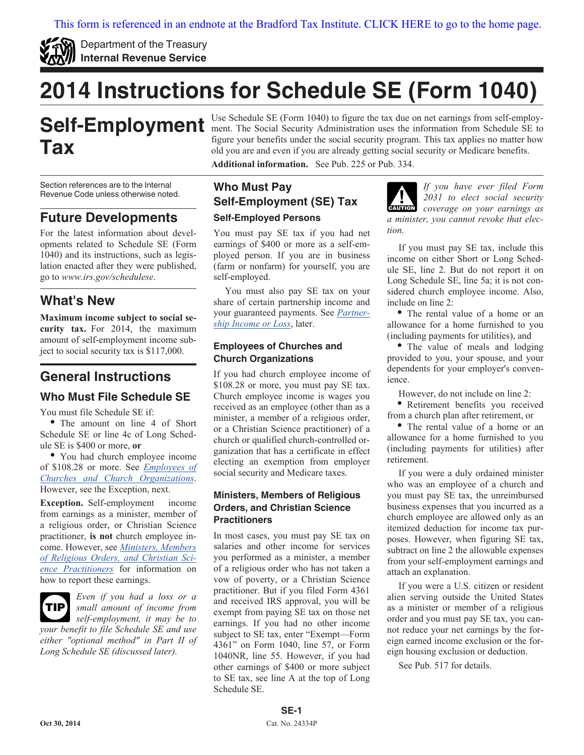This form is referenced in an endnote at the Bradford Tax Institute. CLICK HERE to go to the home page.

Department of the Treasury
**Internal Revenue Service**

# 2014 Instructions for Schedule SE (Form 1040)

# Self-Employment Tax

Use Schedule SE (Form 1040) to figure the tax due on net earnings from self-employment. The Social Security Administration uses the information from Schedule SE to figure your benefits under the social security program. This tax applies no matter how old you are and even if you are already getting social security or Medicare benefits.

**Additional information.** See Pub. 225 or Pub. 334.

Section references are to the Internal Revenue Code unless otherwise noted.

## Future Developments

For the latest information about developments related to Schedule SE (Form 1040) and its instructions, such as legislation enacted after they were published, go to *www.irs.gov/schedulese*.

## What's New

**Maximum income subject to social security tax.** For 2014, the maximum amount of self-employment income subject to social security tax is $117,000.

## General Instructions

### Who Must File Schedule SE

You must file Schedule SE if:

- The amount on line 4 of Short Schedule SE or line 4c of Long Schedule SE is $400 or more, **or**
- You had church employee income of $108.28 or more. See *Employees of Churches and Church Organizations*.

However, see the Exception, next.

**Exception.** Self-employment income from earnings as a minister, member of a religious order, or Christian Science practitioner, **is not** church employee income. However, see *Ministers, Members of Religious Orders, and Christian Science Practitioners* for information on how to report these earnings.

> **TIP** *Even if you had a loss or a small amount of income from self-employment, it may be to your benefit to file Schedule SE and use either "optional method" in Part II of Long Schedule SE (discussed later).*

## Who Must Pay Self-Employment (SE) Tax

### Self-Employed Persons

You must pay SE tax if you had net earnings of $400 or more as a self-employed person. If you are in business (farm or nonfarm) for yourself, you are self-employed.

You must also pay SE tax on your share of certain partnership income and your guaranteed payments. See *Partnership Income or Loss*, later.

### Employees of Churches and Church Organizations

If you had church employee income of $108.28 or more, you must pay SE tax. Church employee income is wages you received as an employee (other than as a minister, a member of a religious order, or a Christian Science practitioner) of a church or qualified church-controlled organization that has a certificate in effect electing an exemption from employer social security and Medicare taxes.

### Ministers, Members of Religious Orders, and Christian Science Practitioners

In most cases, you must pay SE tax on salaries and other income for services you performed as a minister, a member of a religious order who has not taken a vow of poverty, or a Christian Science practitioner. But if you filed Form 4361 and received IRS approval, you will be exempt from paying SE tax on those net earnings. If you had no other income subject to SE tax, enter "Exempt—Form 4361" on Form 1040, line 57, or Form 1040NR, line 55. However, if you had other earnings of $400 or more subject to SE tax, see line A at the top of Long Schedule SE.

> **CAUTION** *If you have ever filed Form 2031 to elect social security coverage on your earnings as a minister, you cannot revoke that election.*

If you must pay SE tax, include this income on either Short or Long Schedule SE, line 2. But do not report it on Long Schedule SE, line 5a; it is not considered church employee income. Also, include on line 2:

- The rental value of a home or an allowance for a home furnished to you (including payments for utilities), and
- The value of meals and lodging provided to you, your spouse, and your dependents for your employer's convenience.

However, do not include on line 2:

- Retirement benefits you received from a church plan after retirement, or
- The rental value of a home or an allowance for a home furnished to you (including payments for utilities) after retirement.

If you were a duly ordained minister who was an employee of a church and you must pay SE tax, the unreimbursed business expenses that you incurred as a church employee are allowed only as an itemized deduction for income tax purposes. However, when figuring SE tax, subtract on line 2 the allowable expenses from your self-employment earnings and attach an explanation.

If you were a U.S. citizen or resident alien serving outside the United States as a minister or member of a religious order and you must pay SE tax, you cannot reduce your net earnings by the foreign earned income exclusion or the foreign housing exclusion or deduction.

See Pub. 517 for details.

Oct 30, 2014 Cat. No. 24334P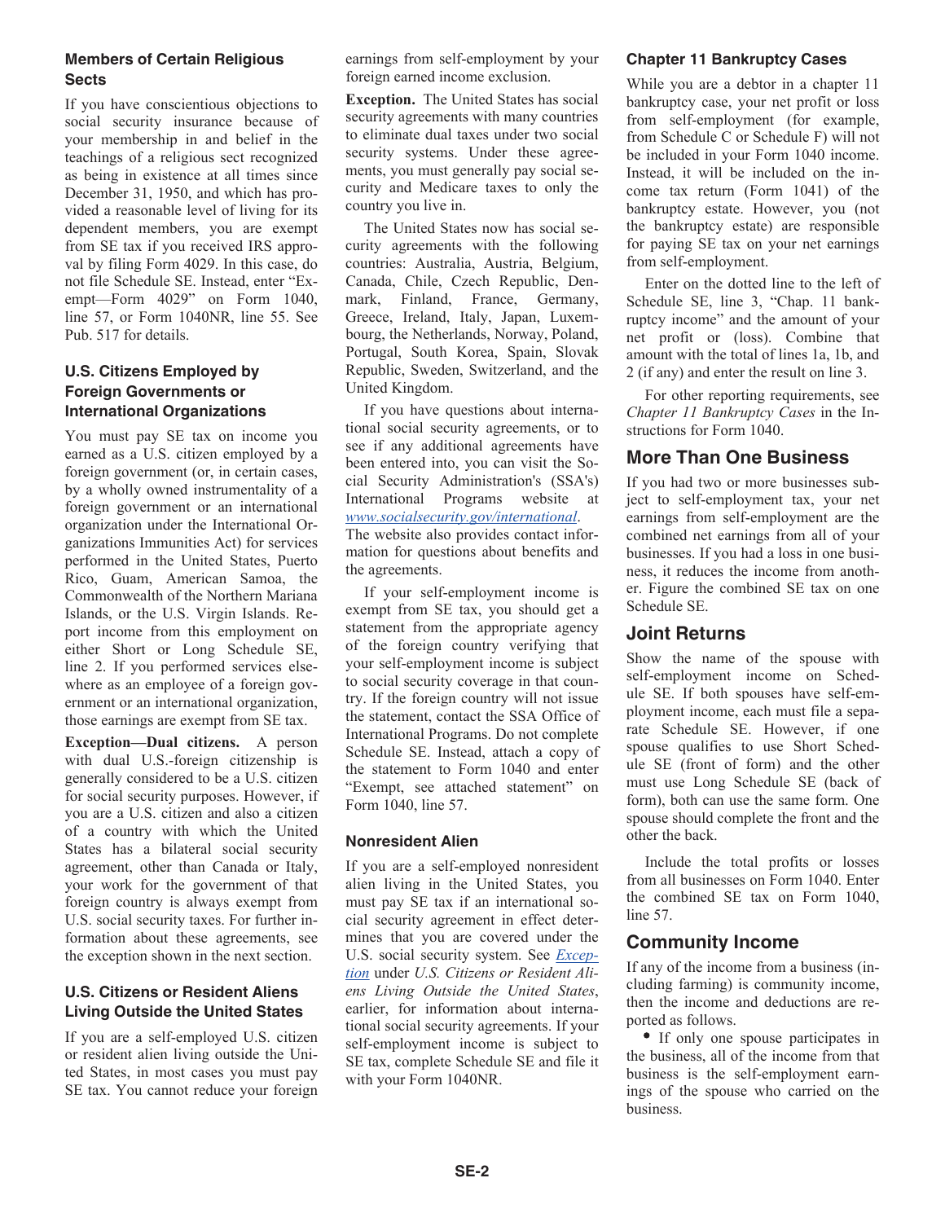### Members of Certain Religious Sects

If you have conscientious objections to social security insurance because of your membership in and belief in the teachings of a religious sect recognized as being in existence at all times since December 31, 1950, and which has provided a reasonable level of living for its dependent members, you are exempt from SE tax if you received IRS approval by filing Form 4029. In this case, do not file Schedule SE. Instead, enter "Exempt—Form 4029" on Form 1040, line 57, or Form 1040NR, line 55. See Pub. 517 for details.

### U.S. Citizens Employed by Foreign Governments or International Organizations

You must pay SE tax on income you earned as a U.S. citizen employed by a foreign government (or, in certain cases, by a wholly owned instrumentality of a foreign government or an international organization under the International Organizations Immunities Act) for services performed in the United States, Puerto Rico, Guam, American Samoa, the Commonwealth of the Northern Mariana Islands, or the U.S. Virgin Islands. Report income from this employment on either Short or Long Schedule SE, line 2. If you performed services elsewhere as an employee of a foreign government or an international organization, those earnings are exempt from SE tax.

**Exception—Dual citizens.** A person with dual U.S.-foreign citizenship is generally considered to be a U.S. citizen for social security purposes. However, if you are a U.S. citizen and also a citizen of a country with which the United States has a bilateral social security agreement, other than Canada or Italy, your work for the government of that foreign country is always exempt from U.S. social security taxes. For further information about these agreements, see the exception shown in the next section.

### U.S. Citizens or Resident Aliens Living Outside the United States

If you are a self-employed U.S. citizen or resident alien living outside the United States, in most cases you must pay SE tax. You cannot reduce your foreign earnings from self-employment by your foreign earned income exclusion.

**Exception.** The United States has social security agreements with many countries to eliminate dual taxes under two social security systems. Under these agreements, you must generally pay social security and Medicare taxes to only the country you live in.

The United States now has social security agreements with the following countries: Australia, Austria, Belgium, Canada, Chile, Czech Republic, Denmark, Finland, France, Germany, Greece, Ireland, Italy, Japan, Luxembourg, the Netherlands, Norway, Poland, Portugal, South Korea, Spain, Slovak Republic, Sweden, Switzerland, and the United Kingdom.

If you have questions about international social security agreements, or to see if any additional agreements have been entered into, you can visit the Social Security Administration's (SSA's) International Programs website at *www.socialsecurity.gov/international*. The website also provides contact information for questions about benefits and the agreements.

If your self-employment income is exempt from SE tax, you should get a statement from the appropriate agency of the foreign country verifying that your self-employment income is subject to social security coverage in that country. If the foreign country will not issue the statement, contact the SSA Office of International Programs. Do not complete Schedule SE. Instead, attach a copy of the statement to Form 1040 and enter "Exempt, see attached statement" on Form 1040, line 57.

### Nonresident Alien

If you are a self-employed nonresident alien living in the United States, you must pay SE tax if an international social security agreement in effect determines that you are covered under the U.S. social security system. See *Exception* under *U.S. Citizens or Resident Aliens Living Outside the United States*, earlier, for information about international social security agreements. If your self-employment income is subject to SE tax, complete Schedule SE and file it with your Form 1040NR.

### Chapter 11 Bankruptcy Cases

While you are a debtor in a chapter 11 bankruptcy case, your net profit or loss from self-employment (for example, from Schedule C or Schedule F) will not be included in your Form 1040 income. Instead, it will be included on the income tax return (Form 1041) of the bankruptcy estate. However, you (not the bankruptcy estate) are responsible for paying SE tax on your net earnings from self-employment.

Enter on the dotted line to the left of Schedule SE, line 3, "Chap. 11 bankruptcy income" and the amount of your net profit or (loss). Combine that amount with the total of lines 1a, 1b, and 2 (if any) and enter the result on line 3.

For other reporting requirements, see *Chapter 11 Bankruptcy Cases* in the Instructions for Form 1040.

## More Than One Business

If you had two or more businesses subject to self-employment tax, your net earnings from self-employment are the combined net earnings from all of your businesses. If you had a loss in one business, it reduces the income from another. Figure the combined SE tax on one Schedule SE.

## Joint Returns

Show the name of the spouse with self-employment income on Schedule SE. If both spouses have self-employment income, each must file a separate Schedule SE. However, if one spouse qualifies to use Short Schedule SE (front of form) and the other must use Long Schedule SE (back of form), both can use the same form. One spouse should complete the front and the other the back.

Include the total profits or losses from all businesses on Form 1040. Enter the combined SE tax on Form 1040, line 57.

## Community Income

If any of the income from a business (including farming) is community income, then the income and deductions are reported as follows.

- If only one spouse participates in the business, all of the income from that business is the self-employment earnings of the spouse who carried on the business.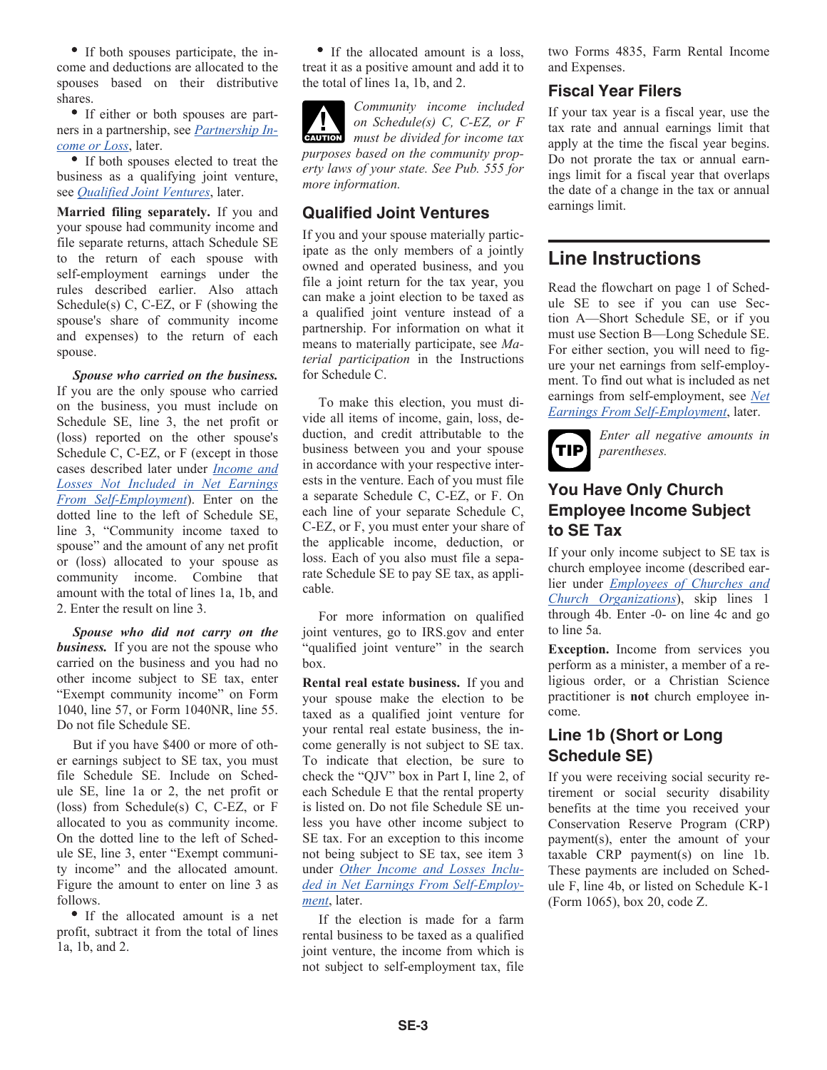- If both spouses participate, the income and deductions are allocated to the spouses based on their distributive shares.
- If either or both spouses are partners in a partnership, see Partnership Income or Loss, later.
- If both spouses elected to treat the business as a qualifying joint venture, see Qualified Joint Ventures, later.

**Married filing separately.** If you and your spouse had community income and file separate returns, attach Schedule SE to the return of each spouse with self-employment earnings under the rules described earlier. Also attach Schedule(s) C, C-EZ, or F (showing the spouse's share of community income and expenses) to the return of each spouse.

***Spouse who carried on the business.*** If you are the only spouse who carried on the business, you must include on Schedule SE, line 3, the net profit or (loss) reported on the other spouse's Schedule C, C-EZ, or F (except in those cases described later under Income and Losses Not Included in Net Earnings From Self-Employment). Enter on the dotted line to the left of Schedule SE, line 3, "Community income taxed to spouse" and the amount of any net profit or (loss) allocated to your spouse as community income. Combine that amount with the total of lines 1a, 1b, and 2. Enter the result on line 3.

***Spouse who did not carry on the business.*** If you are not the spouse who carried on the business and you had no other income subject to SE tax, enter "Exempt community income" on Form 1040, line 57, or Form 1040NR, line 55. Do not file Schedule SE.

But if you have $400 or more of other earnings subject to SE tax, you must file Schedule SE. Include on Schedule SE, line 1a or 2, the net profit or (loss) from Schedule(s) C, C-EZ, or F allocated to you as community income. On the dotted line to the left of Schedule SE, line 3, enter "Exempt community income" and the allocated amount. Figure the amount to enter on line 3 as follows.

- If the allocated amount is a net profit, subtract it from the total of lines 1a, 1b, and 2.
- If the allocated amount is a loss, treat it as a positive amount and add it to the total of lines 1a, 1b, and 2.

CAUTION: *Community income included on Schedule(s) C, C-EZ, or F must be divided for income tax purposes based on the community property laws of your state. See Pub. 555 for more information.*

## Qualified Joint Ventures

If you and your spouse materially participate as the only members of a jointly owned and operated business, and you file a joint return for the tax year, you can make a joint election to be taxed as a qualified joint venture instead of a partnership. For information on what it means to materially participate, see *Material participation* in the Instructions for Schedule C.

To make this election, you must divide all items of income, gain, loss, deduction, and credit attributable to the business between you and your spouse in accordance with your respective interests in the venture. Each of you must file a separate Schedule C, C-EZ, or F. On each line of your separate Schedule C, C-EZ, or F, you must enter your share of the applicable income, deduction, or loss. Each of you also must file a separate Schedule SE to pay SE tax, as applicable.

For more information on qualified joint ventures, go to IRS.gov and enter "qualified joint venture" in the search box.

**Rental real estate business.** If you and your spouse make the election to be taxed as a qualified joint venture for your rental real estate business, the income generally is not subject to SE tax. To indicate that election, be sure to check the "QJV" box in Part I, line 2, of each Schedule E that the rental property is listed on. Do not file Schedule SE unless you have other income subject to SE tax. For an exception to this income not being subject to SE tax, see item 3 under Other Income and Losses Included in Net Earnings From Self-Employment, later.

If the election is made for a farm rental business to be taxed as a qualified joint venture, the income from which is not subject to self-employment tax, file two Forms 4835, Farm Rental Income and Expenses.

## Fiscal Year Filers

If your tax year is a fiscal year, use the tax rate and annual earnings limit that apply at the time the fiscal year begins. Do not prorate the tax or annual earnings limit for a fiscal year that overlaps the date of a change in the tax or annual earnings limit.

# Line Instructions

Read the flowchart on page 1 of Schedule SE to see if you can use Section A—Short Schedule SE, or if you must use Section B—Long Schedule SE. For either section, you will need to figure your net earnings from self-employment. To find out what is included as net earnings from self-employment, see Net Earnings From Self-Employment, later.

TIP: *Enter all negative amounts in parentheses.*

## You Have Only Church Employee Income Subject to SE Tax

If your only income subject to SE tax is church employee income (described earlier under Employees of Churches and Church Organizations), skip lines 1 through 4b. Enter -0- on line 4c and go to line 5a.

**Exception.** Income from services you perform as a minister, a member of a religious order, or a Christian Science practitioner is **not** church employee income.

## Line 1b (Short or Long Schedule SE)

If you were receiving social security retirement or social security disability benefits at the time you received your Conservation Reserve Program (CRP) payment(s), enter the amount of your taxable CRP payment(s) on line 1b. These payments are included on Schedule F, line 4b, or listed on Schedule K-1 (Form 1065), box 20, code Z.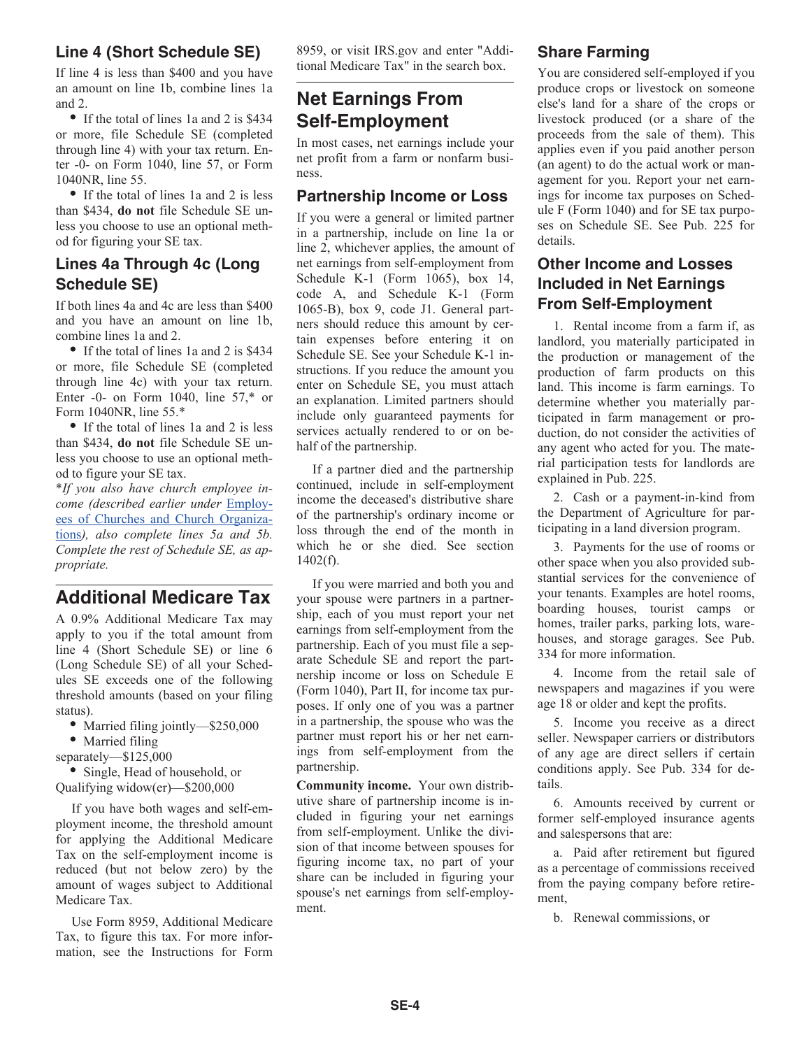### Line 4 (Short Schedule SE)

If line 4 is less than $400 and you have an amount on line 1b, combine lines 1a and 2.

- If the total of lines 1a and 2 is $434 or more, file Schedule SE (completed through line 4) with your tax return. Enter -0- on Form 1040, line 57, or Form 1040NR, line 55.
- If the total of lines 1a and 2 is less than $434, **do not** file Schedule SE unless you choose to use an optional method for figuring your SE tax.

### Lines 4a Through 4c (Long Schedule SE)

If both lines 4a and 4c are less than $400 and you have an amount on line 1b, combine lines 1a and 2.

- If the total of lines 1a and 2 is $434 or more, file Schedule SE (completed through line 4c) with your tax return. Enter -0- on Form 1040, line 57,* or Form 1040NR, line 55.*
- If the total of lines 1a and 2 is less than $434, **do not** file Schedule SE unless you choose to use an optional method to figure your SE tax.

**If you also have church employee income (described earlier under* Employees of Churches and Church Organizations*), also complete lines 5a and 5b. Complete the rest of Schedule SE, as appropriate.*

## Additional Medicare Tax

A 0.9% Additional Medicare Tax may apply to you if the total amount from line 4 (Short Schedule SE) or line 6 (Long Schedule SE) of all your Schedules SE exceeds one of the following threshold amounts (based on your filing status).

- Married filing jointly—$250,000
- Married filing separately—$125,000
- Single, Head of household, or Qualifying widow(er)—$200,000

If you have both wages and self-employment income, the threshold amount for applying the Additional Medicare Tax on the self-employment income is reduced (but not below zero) by the amount of wages subject to Additional Medicare Tax.

Use Form 8959, Additional Medicare Tax, to figure this tax. For more information, see the Instructions for Form 8959, or visit IRS.gov and enter "Additional Medicare Tax" in the search box.

## Net Earnings From Self-Employment

In most cases, net earnings include your net profit from a farm or nonfarm business.

### Partnership Income or Loss

If you were a general or limited partner in a partnership, include on line 1a or line 2, whichever applies, the amount of net earnings from self-employment from Schedule K-1 (Form 1065), box 14, code A, and Schedule K-1 (Form 1065-B), box 9, code J1. General partners should reduce this amount by certain expenses before entering it on Schedule SE. See your Schedule K-1 instructions. If you reduce the amount you enter on Schedule SE, you must attach an explanation. Limited partners should include only guaranteed payments for services actually rendered to or on behalf of the partnership.

If a partner died and the partnership continued, include in self-employment income the deceased's distributive share of the partnership's ordinary income or loss through the end of the month in which he or she died. See section 1402(f).

If you were married and both you and your spouse were partners in a partnership, each of you must report your net earnings from self-employment from the partnership. Each of you must file a separate Schedule SE and report the partnership income or loss on Schedule E (Form 1040), Part II, for income tax purposes. If only one of you was a partner in a partnership, the spouse who was the partner must report his or her net earnings from self-employment from the partnership.

**Community income.** Your own distributive share of partnership income is included in figuring your net earnings from self-employment. Unlike the division of that income between spouses for figuring income tax, no part of your share can be included in figuring your spouse's net earnings from self-employment.

### Share Farming

You are considered self-employed if you produce crops or livestock on someone else's land for a share of the crops or livestock produced (or a share of the proceeds from the sale of them). This applies even if you paid another person (an agent) to do the actual work or management for you. Report your net earnings for income tax purposes on Schedule F (Form 1040) and for SE tax purposes on Schedule SE. See Pub. 225 for details.

### Other Income and Losses Included in Net Earnings From Self-Employment

1. Rental income from a farm if, as landlord, you materially participated in the production or management of the production of farm products on this land. This income is farm earnings. To determine whether you materially participated in farm management or production, do not consider the activities of any agent who acted for you. The material participation tests for landlords are explained in Pub. 225.

2. Cash or a payment-in-kind from the Department of Agriculture for participating in a land diversion program.

3. Payments for the use of rooms or other space when you also provided substantial services for the convenience of your tenants. Examples are hotel rooms, boarding houses, tourist camps or homes, trailer parks, parking lots, warehouses, and storage garages. See Pub. 334 for more information.

4. Income from the retail sale of newspapers and magazines if you were age 18 or older and kept the profits.

5. Income you receive as a direct seller. Newspaper carriers or distributors of any age are direct sellers if certain conditions apply. See Pub. 334 for details.

6. Amounts received by current or former self-employed insurance agents and salespersons that are:

a. Paid after retirement but figured as a percentage of commissions received from the paying company before retirement,

b. Renewal commissions, or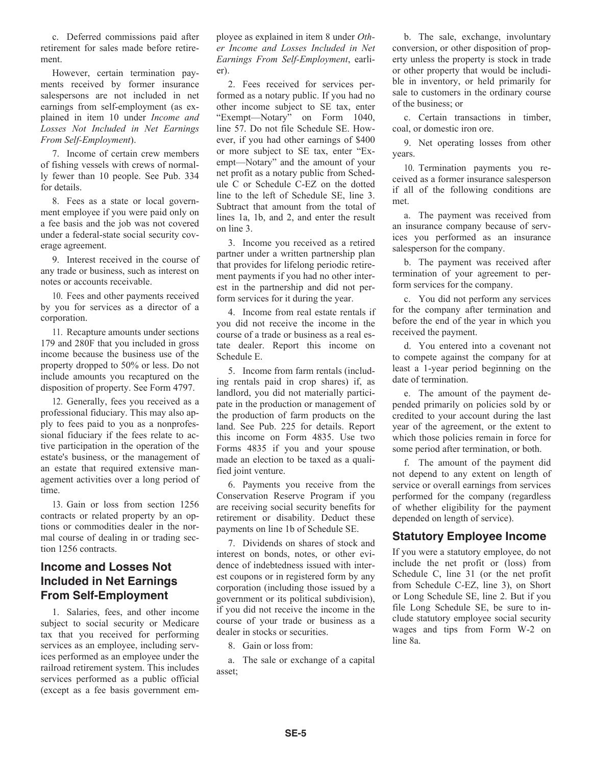c. Deferred commissions paid after retirement for sales made before retirement.

However, certain termination payments received by former insurance salespersons are not included in net earnings from self-employment (as explained in item 10 under *Income and Losses Not Included in Net Earnings From Self-Employment*).

7. Income of certain crew members of fishing vessels with crews of normally fewer than 10 people. See Pub. 334 for details.

8. Fees as a state or local government employee if you were paid only on a fee basis and the job was not covered under a federal-state social security coverage agreement.

9. Interest received in the course of any trade or business, such as interest on notes or accounts receivable.

10. Fees and other payments received by you for services as a director of a corporation.

11. Recapture amounts under sections 179 and 280F that you included in gross income because the business use of the property dropped to 50% or less. Do not include amounts you recaptured on the disposition of property. See Form 4797.

12. Generally, fees you received as a professional fiduciary. This may also apply to fees paid to you as a nonprofessional fiduciary if the fees relate to active participation in the operation of the estate's business, or the management of an estate that required extensive management activities over a long period of time.

13. Gain or loss from section 1256 contracts or related property by an options or commodities dealer in the normal course of dealing in or trading section 1256 contracts.

## Income and Losses Not Included in Net Earnings From Self-Employment

1. Salaries, fees, and other income subject to social security or Medicare tax that you received for performing services as an employee, including services performed as an employee under the railroad retirement system. This includes services performed as a public official (except as a fee basis government employee as explained in item 8 under *Other Income and Losses Included in Net Earnings From Self-Employment*, earlier).

2. Fees received for services performed as a notary public. If you had no other income subject to SE tax, enter "Exempt—Notary" on Form 1040, line 57. Do not file Schedule SE. However, if you had other earnings of $400 or more subject to SE tax, enter "Exempt—Notary" and the amount of your net profit as a notary public from Schedule C or Schedule C-EZ on the dotted line to the left of Schedule SE, line 3. Subtract that amount from the total of lines 1a, 1b, and 2, and enter the result on line 3.

3. Income you received as a retired partner under a written partnership plan that provides for lifelong periodic retirement payments if you had no other interest in the partnership and did not perform services for it during the year.

4. Income from real estate rentals if you did not receive the income in the course of a trade or business as a real estate dealer. Report this income on Schedule E.

5. Income from farm rentals (including rentals paid in crop shares) if, as landlord, you did not materially participate in the production or management of the production of farm products on the land. See Pub. 225 for details. Report this income on Form 4835. Use two Forms 4835 if you and your spouse made an election to be taxed as a qualified joint venture.

6. Payments you receive from the Conservation Reserve Program if you are receiving social security benefits for retirement or disability. Deduct these payments on line 1b of Schedule SE.

7. Dividends on shares of stock and interest on bonds, notes, or other evidence of indebtedness issued with interest coupons or in registered form by any corporation (including those issued by a government or its political subdivision), if you did not receive the income in the course of your trade or business as a dealer in stocks or securities.

8. Gain or loss from:

a. The sale or exchange of a capital asset;

b. The sale, exchange, involuntary conversion, or other disposition of property unless the property is stock in trade or other property that would be includible in inventory, or held primarily for sale to customers in the ordinary course of the business; or

c. Certain transactions in timber, coal, or domestic iron ore.

9. Net operating losses from other years.

10. Termination payments you received as a former insurance salesperson if all of the following conditions are met.

a. The payment was received from an insurance company because of services you performed as an insurance salesperson for the company.

b. The payment was received after termination of your agreement to perform services for the company.

c. You did not perform any services for the company after termination and before the end of the year in which you received the payment.

d. You entered into a covenant not to compete against the company for at least a 1-year period beginning on the date of termination.

e. The amount of the payment depended primarily on policies sold by or credited to your account during the last year of the agreement, or the extent to which those policies remain in force for some period after termination, or both.

f. The amount of the payment did not depend to any extent on length of service or overall earnings from services performed for the company (regardless of whether eligibility for the payment depended on length of service).

## Statutory Employee Income

If you were a statutory employee, do not include the net profit or (loss) from Schedule C, line 31 (or the net profit from Schedule C-EZ, line 3), on Short or Long Schedule SE, line 2. But if you file Long Schedule SE, be sure to include statutory employee social security wages and tips from Form W-2 on line 8a.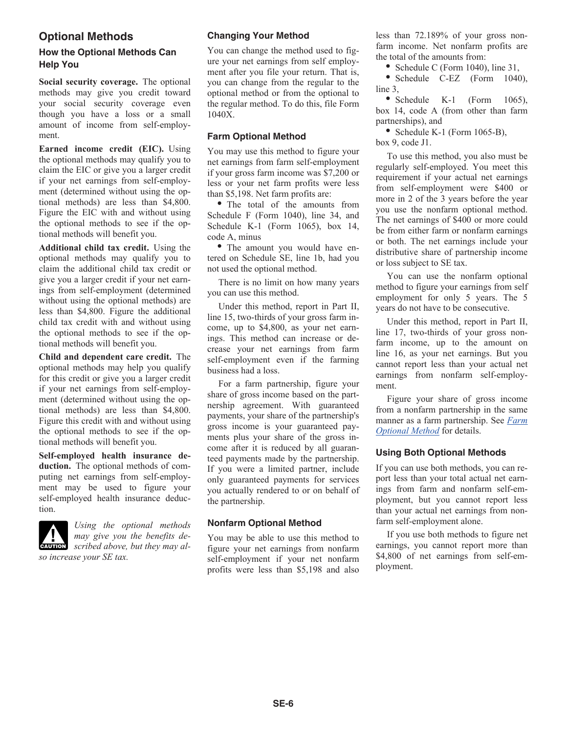## Optional Methods

### How the Optional Methods Can Help You

**Social security coverage.** The optional methods may give you credit toward your social security coverage even though you have a loss or a small amount of income from self-employment.

**Earned income credit (EIC).** Using the optional methods may qualify you to claim the EIC or give you a larger credit if your net earnings from self-employment (determined without using the optional methods) are less than $4,800. Figure the EIC with and without using the optional methods to see if the optional methods will benefit you.

**Additional child tax credit.** Using the optional methods may qualify you to claim the additional child tax credit or give you a larger credit if your net earnings from self-employment (determined without using the optional methods) are less than $4,800. Figure the additional child tax credit with and without using the optional methods to see if the optional methods will benefit you.

**Child and dependent care credit.** The optional methods may help you qualify for this credit or give you a larger credit if your net earnings from self-employment (determined without using the optional methods) are less than $4,800. Figure this credit with and without using the optional methods to see if the optional methods will benefit you.

**Self-employed health insurance deduction.** The optional methods of computing net earnings from self-employment may be used to figure your self-employed health insurance deduction.

CAUTION *Using the optional methods may give you the benefits described above, but they may also increase your SE tax.*

### Changing Your Method

You can change the method used to figure your net earnings from self employment after you file your return. That is, you can change from the regular to the optional method or from the optional to the regular method. To do this, file Form 1040X.

### Farm Optional Method

You may use this method to figure your net earnings from farm self-employment if your gross farm income was $7,200 or less or your net farm profits were less than $5,198. Net farm profits are:

- The total of the amounts from Schedule F (Form 1040), line 34, and Schedule K-1 (Form 1065), box 14, code A, minus
- The amount you would have entered on Schedule SE, line 1b, had you not used the optional method.

There is no limit on how many years you can use this method.

Under this method, report in Part II, line 15, two-thirds of your gross farm income, up to $4,800, as your net earnings. This method can increase or decrease your net earnings from farm self-employment even if the farming business had a loss.

For a farm partnership, figure your share of gross income based on the partnership agreement. With guaranteed payments, your share of the partnership's gross income is your guaranteed payments plus your share of the gross income after it is reduced by all guaranteed payments made by the partnership. If you were a limited partner, include only guaranteed payments for services you actually rendered to or on behalf of the partnership.

### Nonfarm Optional Method

You may be able to use this method to figure your net earnings from nonfarm self-employment if your net nonfarm profits were less than $5,198 and also less than 72.189% of your gross nonfarm income. Net nonfarm profits are the total of the amounts from:

- Schedule C (Form 1040), line 31,
- Schedule C-EZ (Form 1040), line 3,
- Schedule K-1 (Form 1065), box 14, code A (from other than farm partnerships), and
- Schedule K-1 (Form 1065-B), box 9, code J1.

To use this method, you also must be regularly self-employed. You meet this requirement if your actual net earnings from self-employment were $400 or more in 2 of the 3 years before the year you use the nonfarm optional method. The net earnings of $400 or more could be from either farm or nonfarm earnings or both. The net earnings include your distributive share of partnership income or loss subject to SE tax.

You can use the nonfarm optional method to figure your earnings from self employment for only 5 years. The 5 years do not have to be consecutive.

Under this method, report in Part II, line 17, two-thirds of your gross nonfarm income, up to the amount on line 16, as your net earnings. But you cannot report less than your actual net earnings from nonfarm self-employment.

Figure your share of gross income from a nonfarm partnership in the same manner as a farm partnership. See *Farm Optional Method* for details.

### Using Both Optional Methods

If you can use both methods, you can report less than your total actual net earnings from farm and nonfarm self-employment, but you cannot report less than your actual net earnings from nonfarm self-employment alone.

If you use both methods to figure net earnings, you cannot report more than $4,800 of net earnings from self-employment.